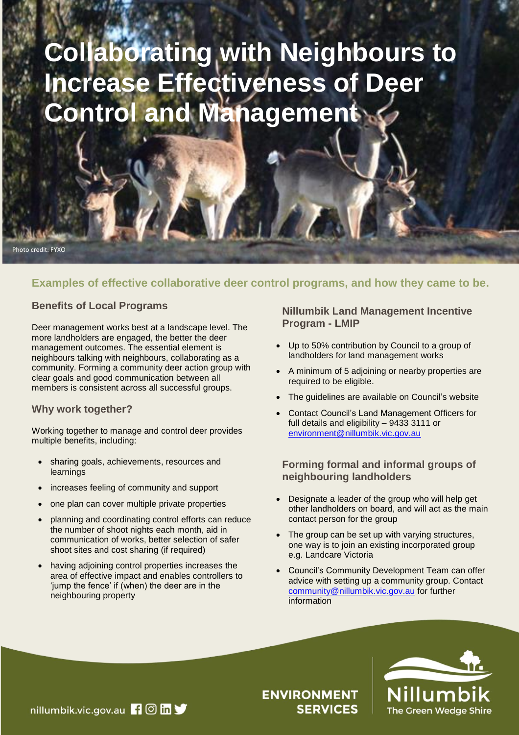# Collaborating with Neighbours to Increase Effectiveness of Deer Control and Management

Photo credit: FYXO

## Examples of effective collaborative deer control programs, and how they came to be.

### Benefits of Local Programs

Deer management works best at a landscape level. The more landholders are engaged, the better the deer management outcomes. The essential element is neighbours talking with neighbours, collaborating as a community. Forming a community deer action group with clear goals and good communication between all members is consistent across all successful groups.

### Why work together?

Working together to manage and control deer provides multiple benefits, including:

- sharing goals, achievements, resources and learnings
- increases feeling of community and support
- one plan can cover multiple private properties
- planning and coordinating control efforts can reduce the number of shoot nights each month, aid in communication of works, better selection of safer shoot sites and cost sharing (if required)
- having adjoining control properties increases the area of effective impact and enables controllers to 'jump the fence' if (when) the deer are in the neighbouring property

### Nillumbik Land Management Incentive Program - LMIP

- Up to 50% contribution by Council to a group of landholders for land management works
- A minimum of 5 adjoining or nearby properties are required to be eligible.
- The guidelines are available on Council's website
- Contact Council's Land Management Officers for full details and eligibility – 9433 3111 or environment@nillumbik.vic.gov.au

### Forming formal and informal groups of neighbouring landholders

- Designate a leader of the group who will help get other landholders on board, and will act as the main contact person for the group
- The group can be set up with varying structures, one way is to join an existing incorporated group e.g. Landcare Victoria
- Council's Community Development Team can offer advice with setting up a community group. Contact community@nillumbik.vic.gov.au for further information

nillumbik.vic.gov.au

ENVIRONMENT SERVICES

Nillumbik The Green Wedge Shire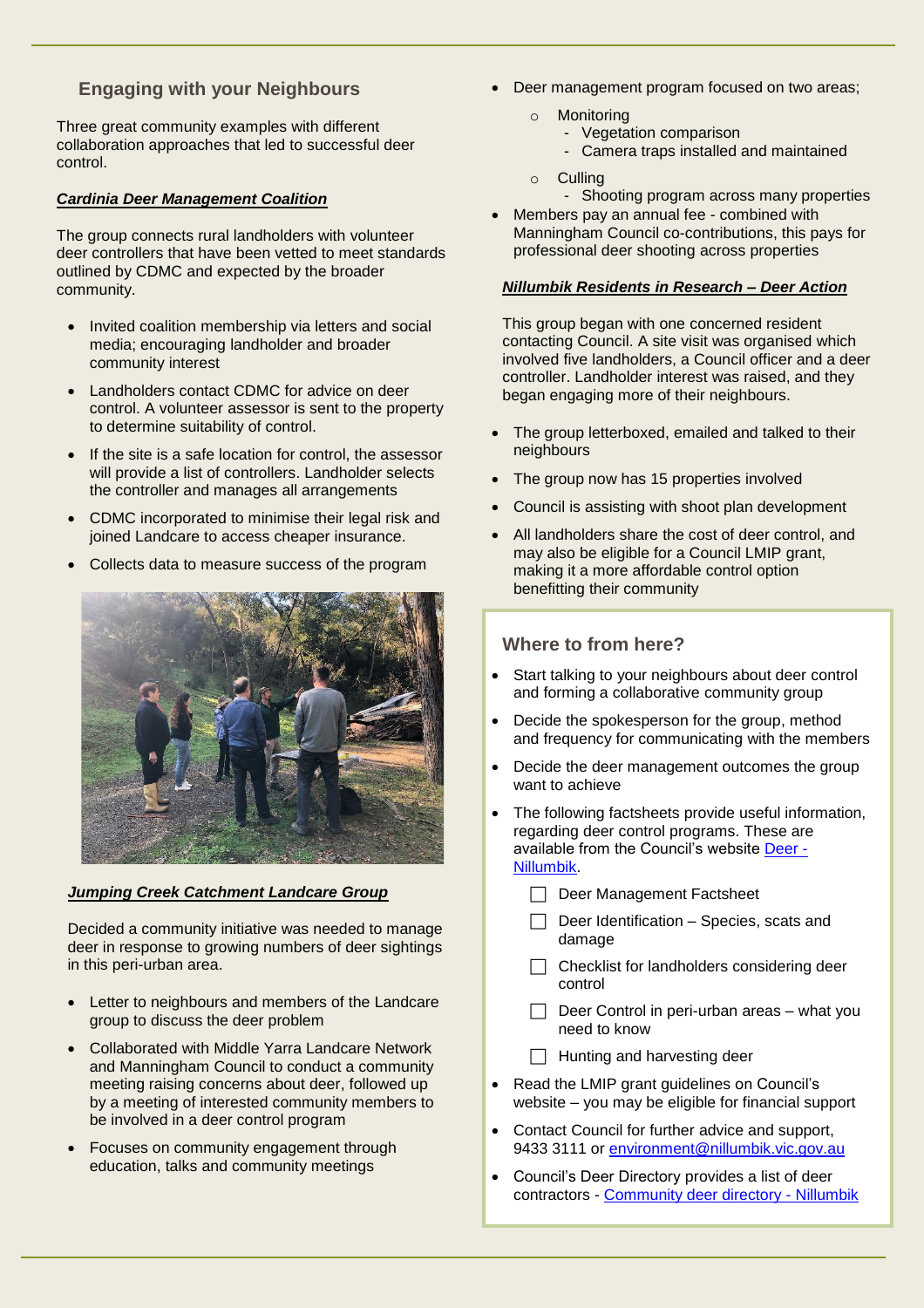## Engaging with your Neighbours

Three great community examples with different collaboration approaches that led to successful deer control.

***Cardinia Deer Management Coalition***

The group connects rural landholders with volunteer deer controllers that have been vetted to meet standards outlined by CDMC and expected by the broader community.

- Invited coalition membership via letters and social media; encouraging landholder and broader community interest
- Landholders contact CDMC for advice on deer control. A volunteer assessor is sent to the property to determine suitability of control.
- If the site is a safe location for control, the assessor will provide a list of controllers. Landholder selects the controller and manages all arrangements
- CDMC incorporated to minimise their legal risk and joined Landcare to access cheaper insurance.
- Collects data to measure success of the program

***Jumping Creek Catchment Landcare Group***

Decided a community initiative was needed to manage deer in response to growing numbers of deer sightings in this peri-urban area.

- Letter to neighbours and members of the Landcare group to discuss the deer problem
- Collaborated with Middle Yarra Landcare Network and Manningham Council to conduct a community meeting raising concerns about deer, followed up by a meeting of interested community members to be involved in a deer control program
- Focuses on community engagement through education, talks and community meetings
- Deer management program focused on two areas;
  - Monitoring
    - Vegetation comparison
    - Camera traps installed and maintained
  - Culling
    - Shooting program across many properties
- Members pay an annual fee - combined with Manningham Council co-contributions, this pays for professional deer shooting across properties

***Nillumbik Residents in Research – Deer Action***

This group began with one concerned resident contacting Council. A site visit was organised which involved five landholders, a Council officer and a deer controller. Landholder interest was raised, and they began engaging more of their neighbours.

- The group letterboxed, emailed and talked to their neighbours
- The group now has 15 properties involved
- Council is assisting with shoot plan development
- All landholders share the cost of deer control, and may also be eligible for a Council LMIP grant, making it a more affordable control option benefitting their community

### Where to from here?

- Start talking to your neighbours about deer control and forming a collaborative community group
- Decide the spokesperson for the group, method and frequency for communicating with the members
- Decide the deer management outcomes the group want to achieve
- The following factsheets provide useful information, regarding deer control programs. These are available from the Council's website Deer - Nillumbik.
  - ☐ Deer Management Factsheet
  - ☐ Deer Identification – Species, scats and damage
  - ☐ Checklist for landholders considering deer control
  - ☐ Deer Control in peri-urban areas – what you need to know
  - ☐ Hunting and harvesting deer
- Read the LMIP grant guidelines on Council's website – you may be eligible for financial support
- Contact Council for further advice and support, 9433 3111 or environment@nillumbik.vic.gov.au
- Council's Deer Directory provides a list of deer contractors - Community deer directory - Nillumbik